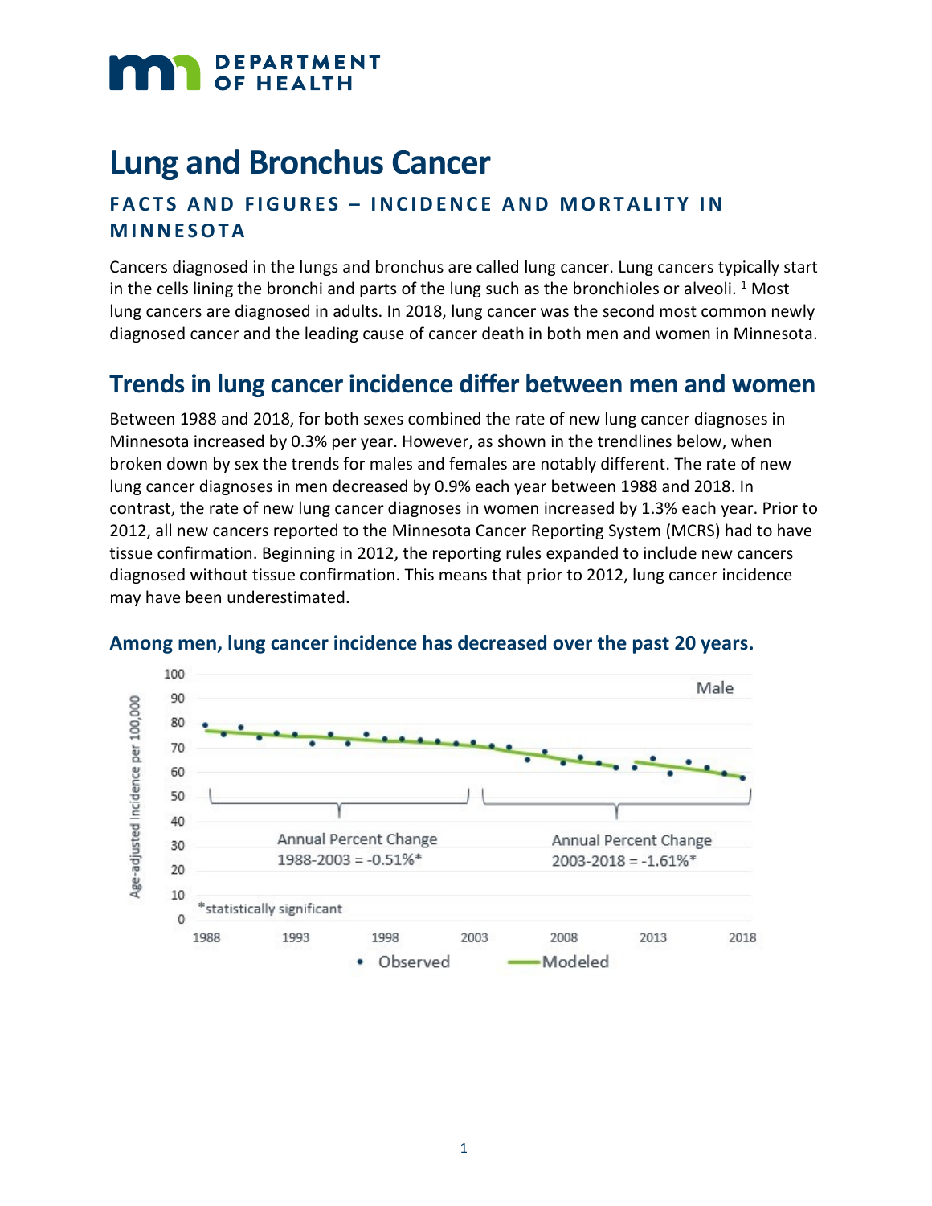# Lung and Bronchus Cancer

## FACTS AND FIGURES – INCIDENCE AND MORTALITY IN MINNESOTA

Cancers diagnosed in the lungs and bronchus are called lung cancer. Lung cancers typically start in the cells lining the bronchi and parts of the lung such as the bronchioles or alveoli. [1] Most lung cancers are diagnosed in adults. In 2018, lung cancer was the second most common newly diagnosed cancer and the leading cause of cancer death in both men and women in Minnesota.

## Trends in lung cancer incidence differ between men and women

Between 1988 and 2018, for both sexes combined the rate of new lung cancer diagnoses in Minnesota increased by 0.3% per year. However, as shown in the trendlines below, when broken down by sex the trends for males and females are notably different. The rate of new lung cancer diagnoses in men decreased by 0.9% each year between 1988 and 2018. In contrast, the rate of new lung cancer diagnoses in women increased by 1.3% each year. Prior to 2012, all new cancers reported to the Minnesota Cancer Reporting System (MCRS) had to have tissue confirmation. Beginning in 2012, the reporting rules expanded to include new cancers diagnosed without tissue confirmation. This means that prior to 2012, lung cancer incidence may have been underestimated.

### Among men, lung cancer incidence has decreased over the past 20 years.

Male

Age-adjusted Incidence per 100,000

100
90
80
70
60
50
40
30
20
10
0

1988 1993 1998 2003 2008 2013 2018

Annual Percent Change
1988-2003 = -0.51%*

Annual Percent Change
2003-2018 = -1.61%*

*statistically significant

Observed Modeled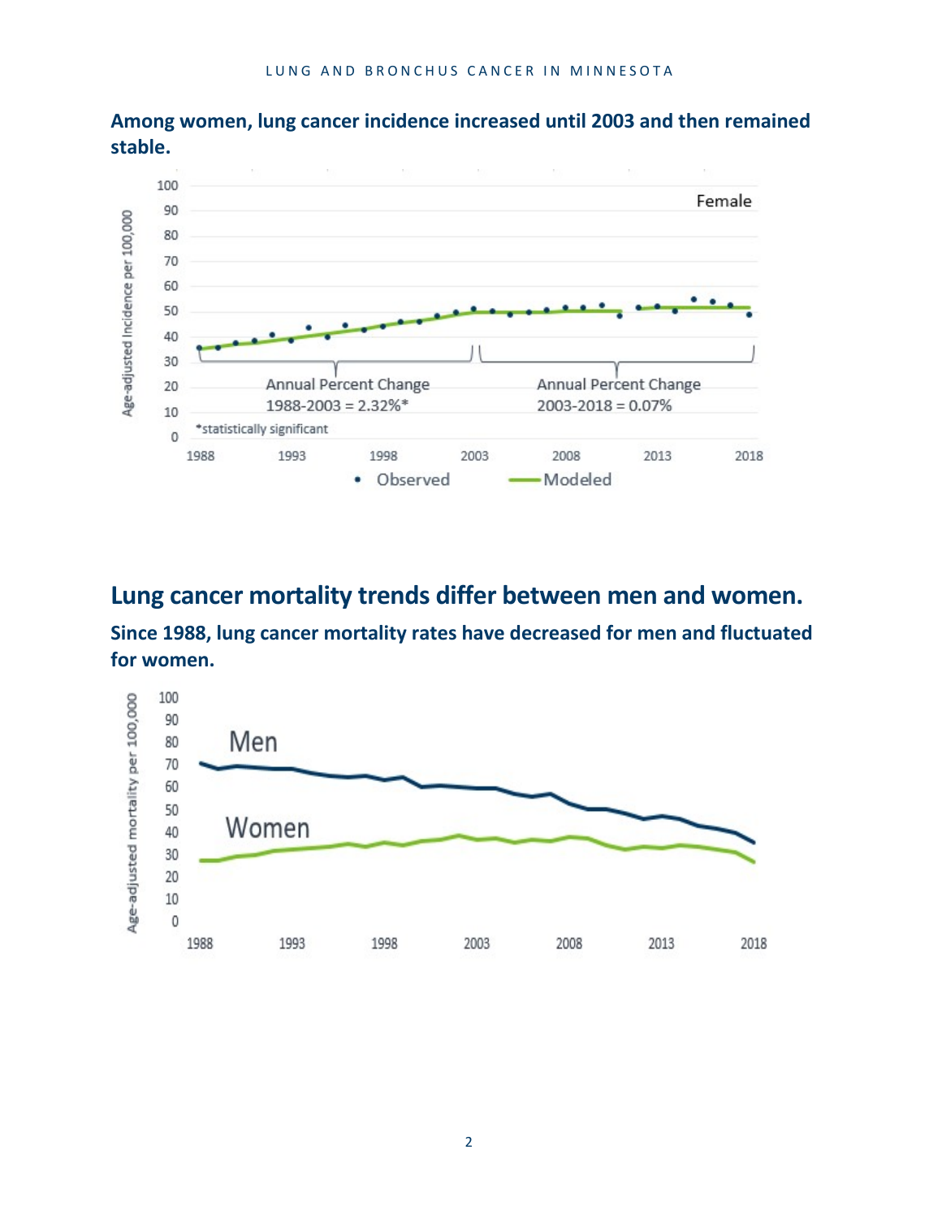**Among women, lung cancer incidence increased until 2003 and then remained stable.**

Female

Age-adjusted Incidence per 100,000

100
90
80
70
60
50
40
30
20
10
0

1988 1993 1998 2003 2008 2013 2018

Annual Percent Change
1988-2003 = 2.32%*

Annual Percent Change
2003-2018 = 0.07%

*statistically significant

Observed
Modeled

## Lung cancer mortality trends differ between men and women.

**Since 1988, lung cancer mortality rates have decreased for men and fluctuated for women.**

Age-adjusted mortality per 100,000

100
90
80
70
60
50
40
30
20
10
0

Men

Women

1988 1993 1998 2003 2008 2013 2018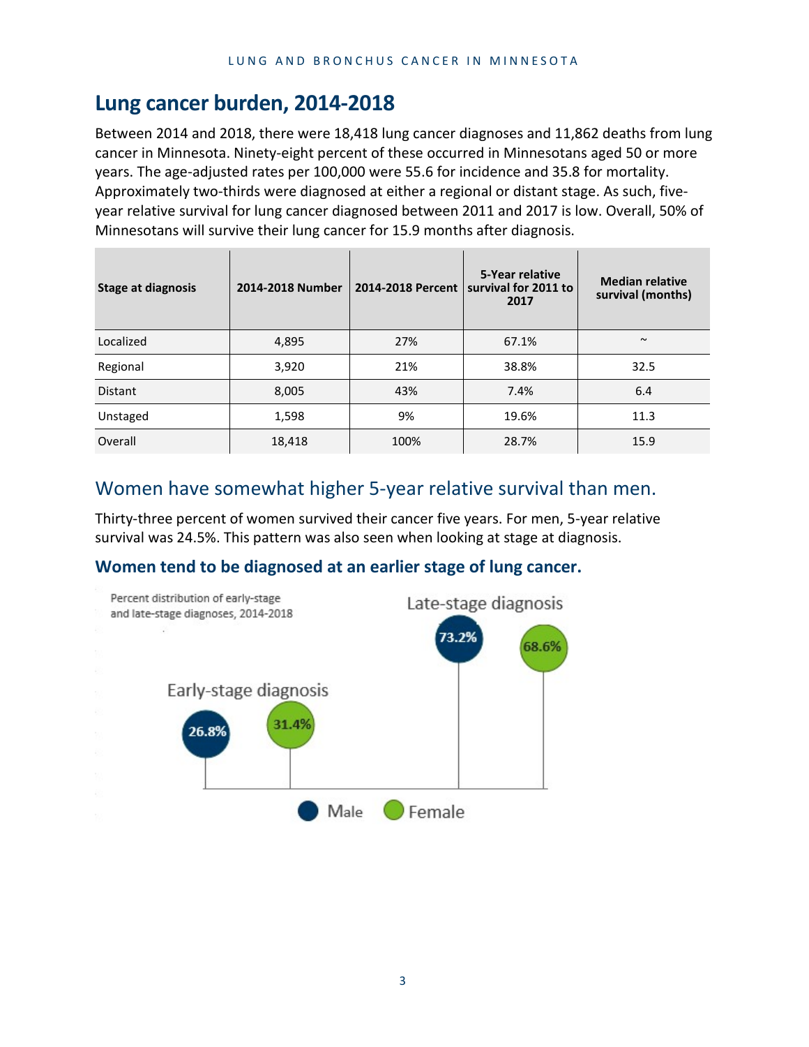## Lung cancer burden, 2014-2018

Between 2014 and 2018, there were 18,418 lung cancer diagnoses and 11,862 deaths from lung cancer in Minnesota. Ninety-eight percent of these occurred in Minnesotans aged 50 or more years. The age-adjusted rates per 100,000 were 55.6 for incidence and 35.8 for mortality. Approximately two-thirds were diagnosed at either a regional or distant stage. As such, five-year relative survival for lung cancer diagnosed between 2011 and 2017 is low. Overall, 50% of Minnesotans will survive their lung cancer for 15.9 months after diagnosis.

| Stage at diagnosis | 2014-2018 Number | 2014-2018 Percent | 5-Year relative survival for 2011 to 2017 | Median relative survival (months) |
|---|---|---|---|---|
| Localized | 4,895 | 27% | 67.1% | ~ |
| Regional | 3,920 | 21% | 38.8% | 32.5 |
| Distant | 8,005 | 43% | 7.4% | 6.4 |
| Unstaged | 1,598 | 9% | 19.6% | 11.3 |
| Overall | 18,418 | 100% | 28.7% | 15.9 |

## Women have somewhat higher 5-year relative survival than men.

Thirty-three percent of women survived their cancer five years. For men, 5-year relative survival was 24.5%. This pattern was also seen when looking at stage at diagnosis.

### Women tend to be diagnosed at an earlier stage of lung cancer.

Percent distribution of early-stage and late-stage diagnoses, 2014-2018

Early-stage diagnosis

26.8%

31.4%

Late-stage diagnosis

73.2%

68.6%

Male

Female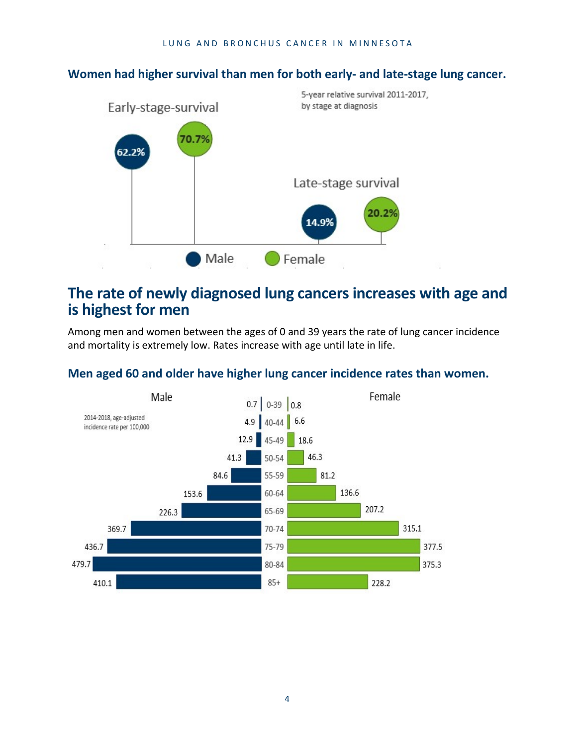### Women had higher survival than men for both early- and late-stage lung cancer.

5-year relative survival 2011-2017, by stage at diagnosis

Early-stage-survival

62.2%

70.7%

Late-stage survival

14.9%

20.2%

Male Female

## The rate of newly diagnosed lung cancers increases with age and is highest for men

Among men and women between the ages of 0 and 39 years the rate of lung cancer incidence and mortality is extremely low. Rates increase with age until late in life.

### Men aged 60 and older have higher lung cancer incidence rates than women.

Male

Female

2014-2018, age-adjusted incidence rate per 100,000

0.7 0-39 0.8

4.9 40-44 6.6

12.9 45-49 18.6

41.3 50-54 46.3

84.6 55-59 81.2

153.6 60-64 136.6

226.3 65-69 207.2

369.7 70-74 315.1

436.7 75-79 377.5

479.7 80-84 375.3

410.1 85+ 228.2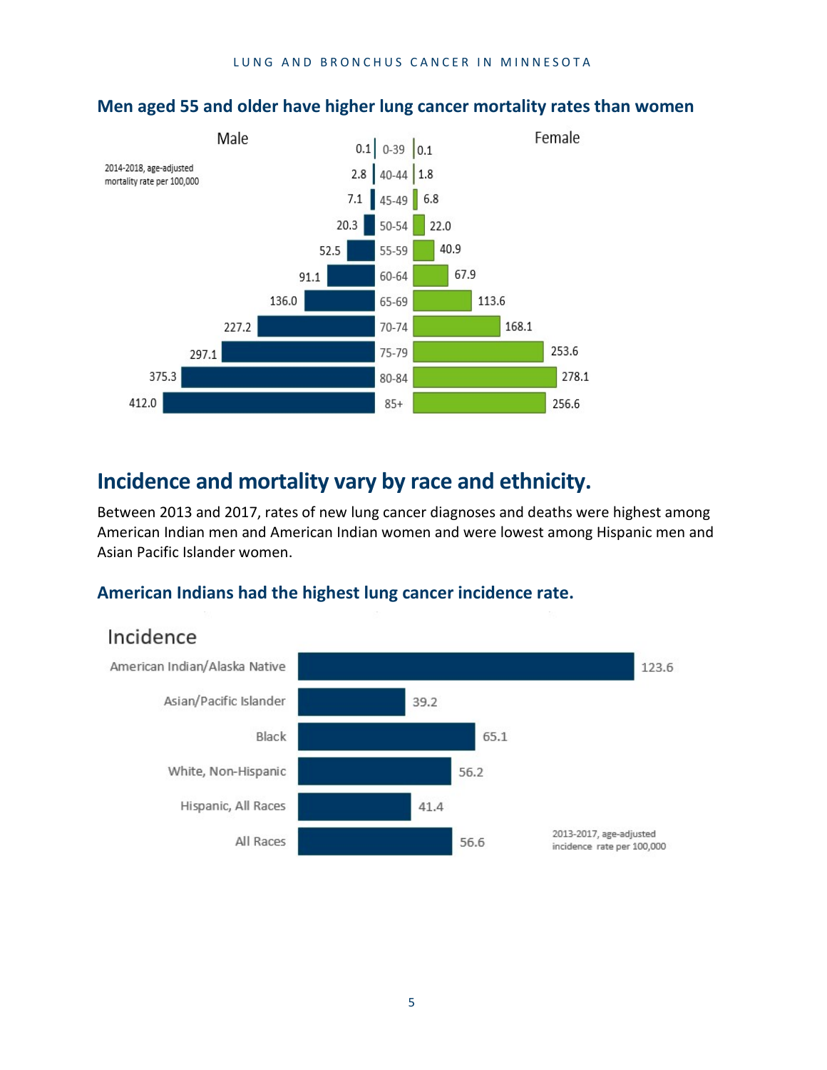### Men aged 55 and older have higher lung cancer mortality rates than women

Male

Female

2014-2018, age-adjusted mortality rate per 100,000

0.1 0-39 0.1

2.8 40-44 1.8

7.1 45-49 6.8

20.3 50-54 22.0

52.5 55-59 40.9

91.1 60-64 67.9

136.0 65-69 113.6

227.2 70-74 168.1

297.1 75-79 253.6

375.3 80-84 278.1

412.0 85+ 256.6

## Incidence and mortality vary by race and ethnicity.

Between 2013 and 2017, rates of new lung cancer diagnoses and deaths were highest among American Indian men and American Indian women and were lowest among Hispanic men and Asian Pacific Islander women.

### American Indians had the highest lung cancer incidence rate.

Incidence

American Indian/Alaska Native 123.6

Asian/Pacific Islander 39.2

Black 65.1

White, Non-Hispanic 56.2

Hispanic, All Races 41.4

All Races 56.6

2013-2017, age-adjusted incidence rate per 100,000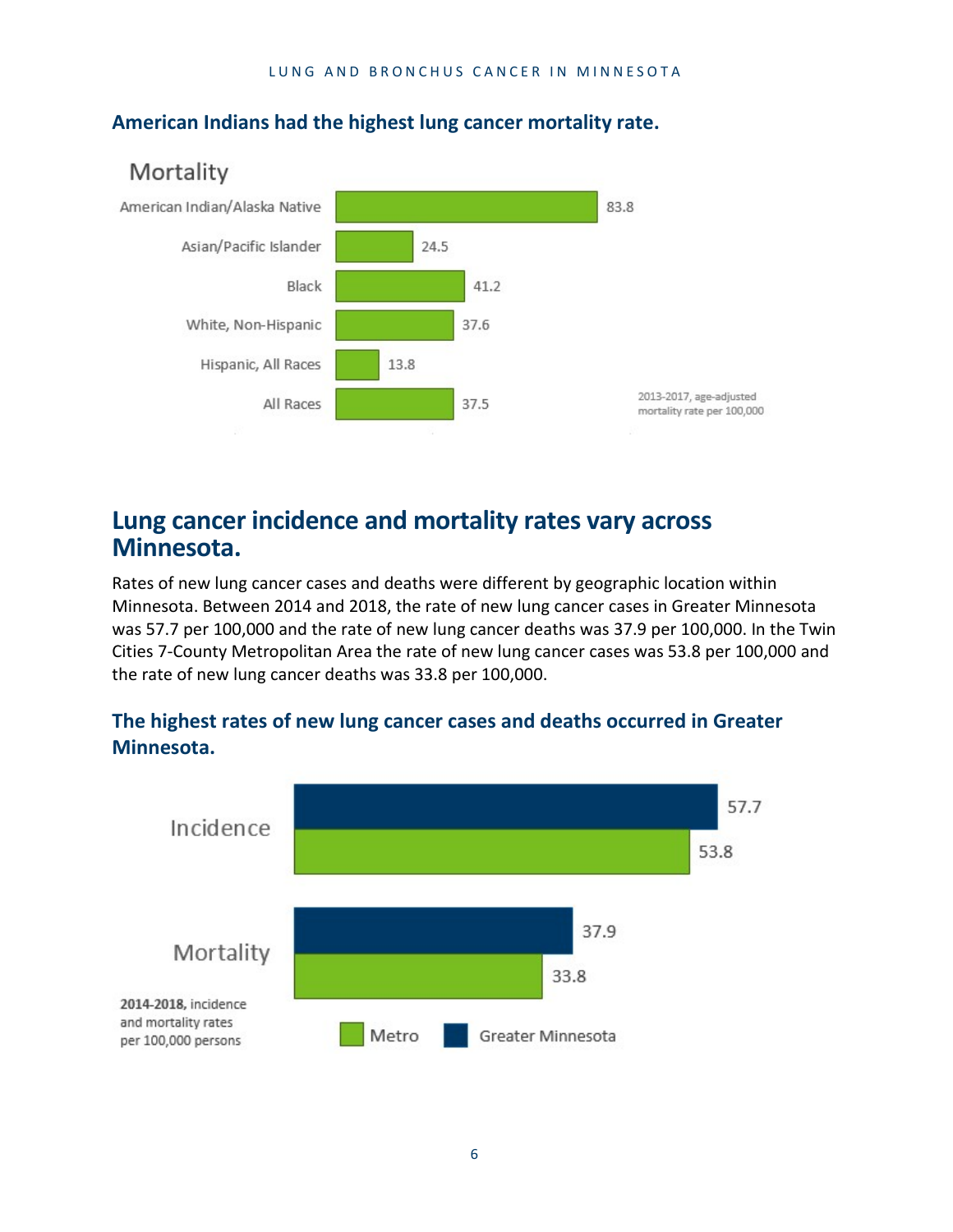### American Indians had the highest lung cancer mortality rate.

Mortality

| Group | Rate |
|---|---|
| American Indian/Alaska Native | 83.8 |
| Asian/Pacific Islander | 24.5 |
| Black | 41.2 |
| White, Non-Hispanic | 37.6 |
| Hispanic, All Races | 13.8 |
| All Races | 37.5 |

2013-2017, age-adjusted mortality rate per 100,000

## Lung cancer incidence and mortality rates vary across Minnesota.

Rates of new lung cancer cases and deaths were different by geographic location within Minnesota. Between 2014 and 2018, the rate of new lung cancer cases in Greater Minnesota was 57.7 per 100,000 and the rate of new lung cancer deaths was 37.9 per 100,000. In the Twin Cities 7-County Metropolitan Area the rate of new lung cancer cases was 53.8 per 100,000 and the rate of new lung cancer deaths was 33.8 per 100,000.

### The highest rates of new lung cancer cases and deaths occurred in Greater Minnesota.

| | Greater Minnesota | Metro |
|---|---|---|
| Incidence | 57.7 | 53.8 |
| Mortality | 37.9 | 33.8 |

**2014-2018,** incidence and mortality rates per 100,000 persons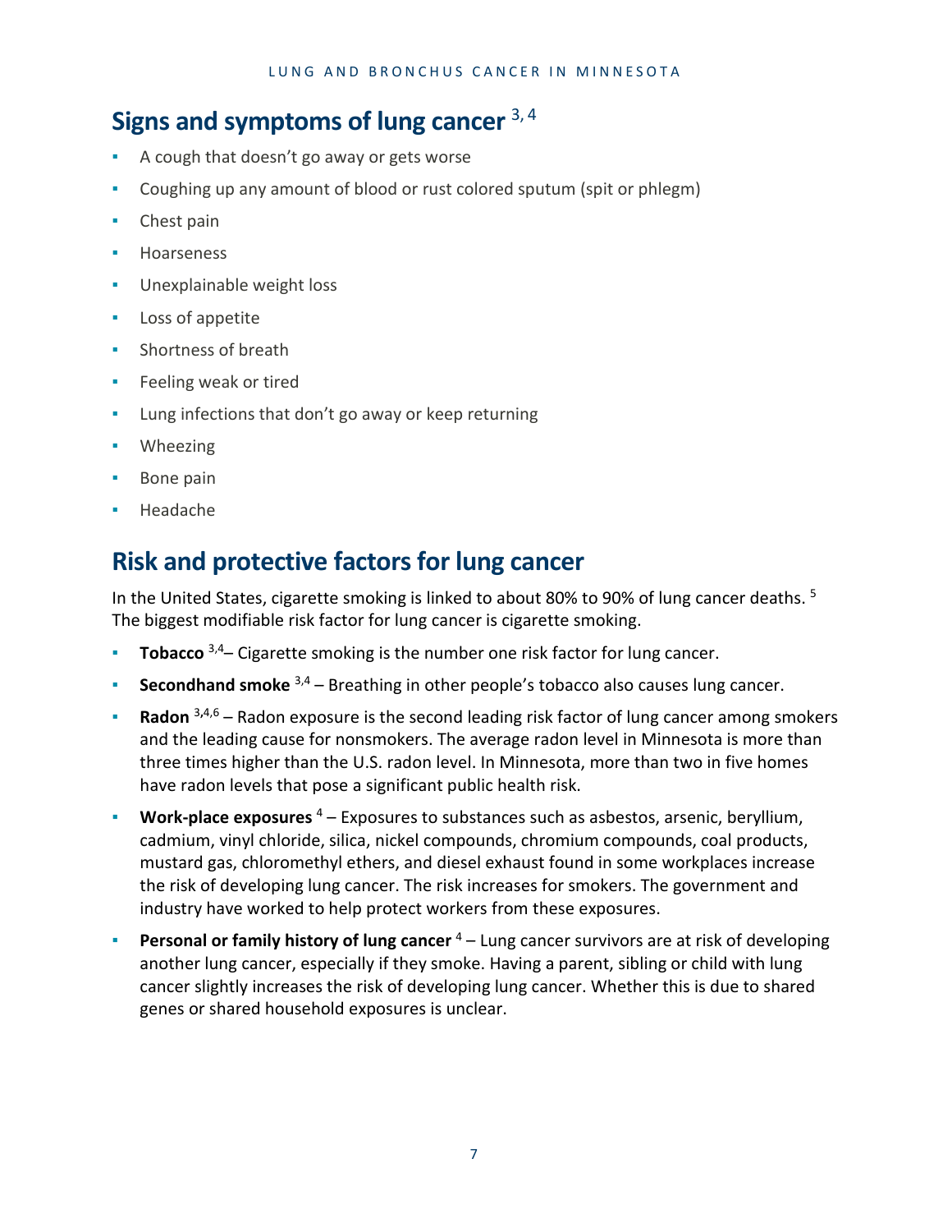## Signs and symptoms of lung cancer [3, 4]

- A cough that doesn't go away or gets worse
- Coughing up any amount of blood or rust colored sputum (spit or phlegm)
- Chest pain
- Hoarseness
- Unexplainable weight loss
- Loss of appetite
- Shortness of breath
- Feeling weak or tired
- Lung infections that don't go away or keep returning
- Wheezing
- Bone pain
- Headache

## Risk and protective factors for lung cancer

In the United States, cigarette smoking is linked to about 80% to 90% of lung cancer deaths. [5] The biggest modifiable risk factor for lung cancer is cigarette smoking.

- **Tobacco** [3,4]– Cigarette smoking is the number one risk factor for lung cancer.
- **Secondhand smoke** [3,4] – Breathing in other people's tobacco also causes lung cancer.
- **Radon** [3,4,6] – Radon exposure is the second leading risk factor of lung cancer among smokers and the leading cause for nonsmokers. The average radon level in Minnesota is more than three times higher than the U.S. radon level. In Minnesota, more than two in five homes have radon levels that pose a significant public health risk.
- **Work-place exposures** [4] – Exposures to substances such as asbestos, arsenic, beryllium, cadmium, vinyl chloride, silica, nickel compounds, chromium compounds, coal products, mustard gas, chloromethyl ethers, and diesel exhaust found in some workplaces increase the risk of developing lung cancer. The risk increases for smokers. The government and industry have worked to help protect workers from these exposures.
- **Personal or family history of lung cancer** [4] – Lung cancer survivors are at risk of developing another lung cancer, especially if they smoke. Having a parent, sibling or child with lung cancer slightly increases the risk of developing lung cancer. Whether this is due to shared genes or shared household exposures is unclear.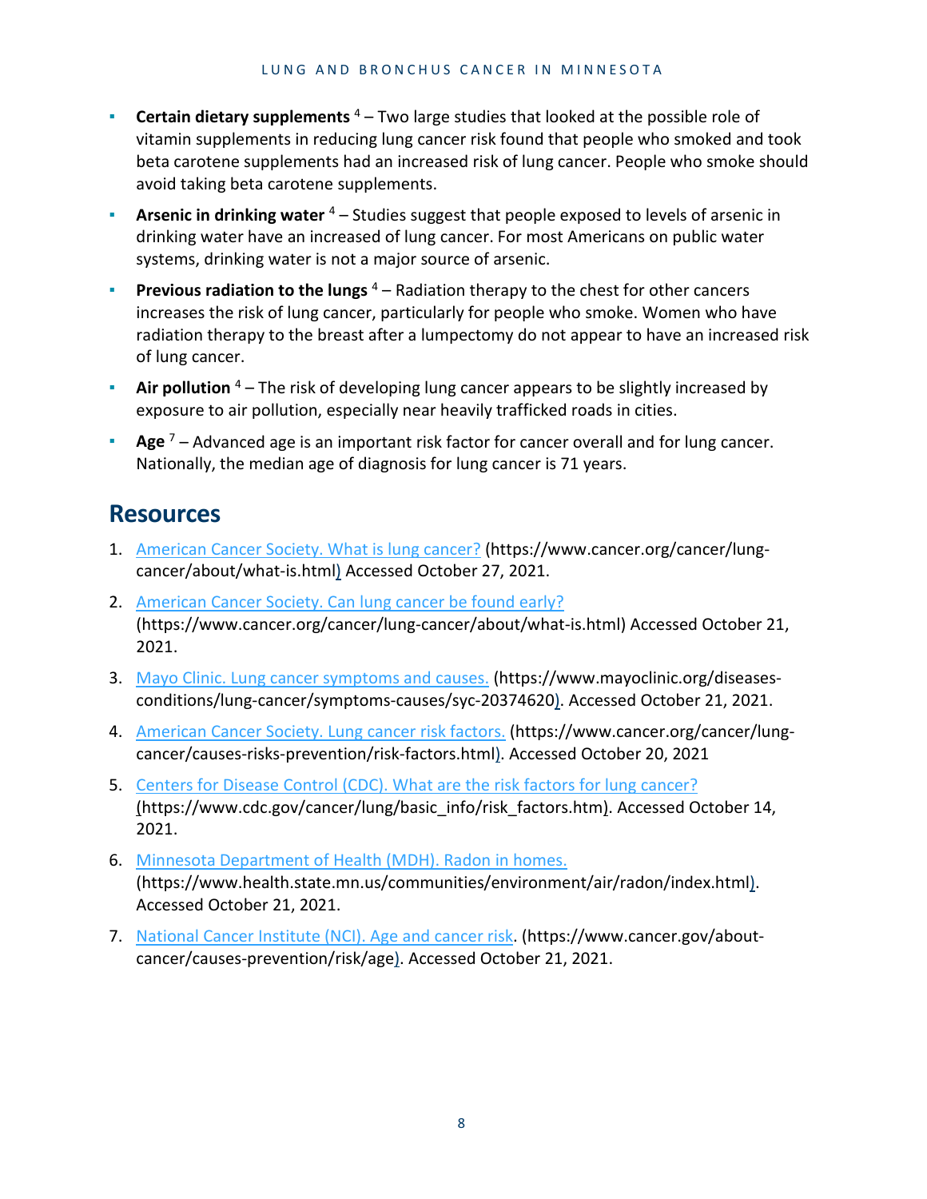- **Certain dietary supplements** [4] – Two large studies that looked at the possible role of vitamin supplements in reducing lung cancer risk found that people who smoked and took beta carotene supplements had an increased risk of lung cancer. People who smoke should avoid taking beta carotene supplements.
- **Arsenic in drinking water** [4] – Studies suggest that people exposed to levels of arsenic in drinking water have an increased of lung cancer. For most Americans on public water systems, drinking water is not a major source of arsenic.
- **Previous radiation to the lungs** [4] – Radiation therapy to the chest for other cancers increases the risk of lung cancer, particularly for people who smoke. Women who have radiation therapy to the breast after a lumpectomy do not appear to have an increased risk of lung cancer.
- **Air pollution** [4] – The risk of developing lung cancer appears to be slightly increased by exposure to air pollution, especially near heavily trafficked roads in cities.
- **Age** [7] – Advanced age is an important risk factor for cancer overall and for lung cancer. Nationally, the median age of diagnosis for lung cancer is 71 years.

## Resources

1. American Cancer Society. What is lung cancer? (https://www.cancer.org/cancer/lung-cancer/about/what-is.html) Accessed October 27, 2021.
2. American Cancer Society. Can lung cancer be found early? (https://www.cancer.org/cancer/lung-cancer/about/what-is.html) Accessed October 21, 2021.
3. Mayo Clinic. Lung cancer symptoms and causes. (https://www.mayoclinic.org/diseases-conditions/lung-cancer/symptoms-causes/syc-20374620). Accessed October 21, 2021.
4. American Cancer Society. Lung cancer risk factors. (https://www.cancer.org/cancer/lung-cancer/causes-risks-prevention/risk-factors.html). Accessed October 20, 2021
5. Centers for Disease Control (CDC). What are the risk factors for lung cancer? (https://www.cdc.gov/cancer/lung/basic_info/risk_factors.htm). Accessed October 14, 2021.
6. Minnesota Department of Health (MDH). Radon in homes. (https://www.health.state.mn.us/communities/environment/air/radon/index.html). Accessed October 21, 2021.
7. National Cancer Institute (NCI). Age and cancer risk. (https://www.cancer.gov/about-cancer/causes-prevention/risk/age). Accessed October 21, 2021.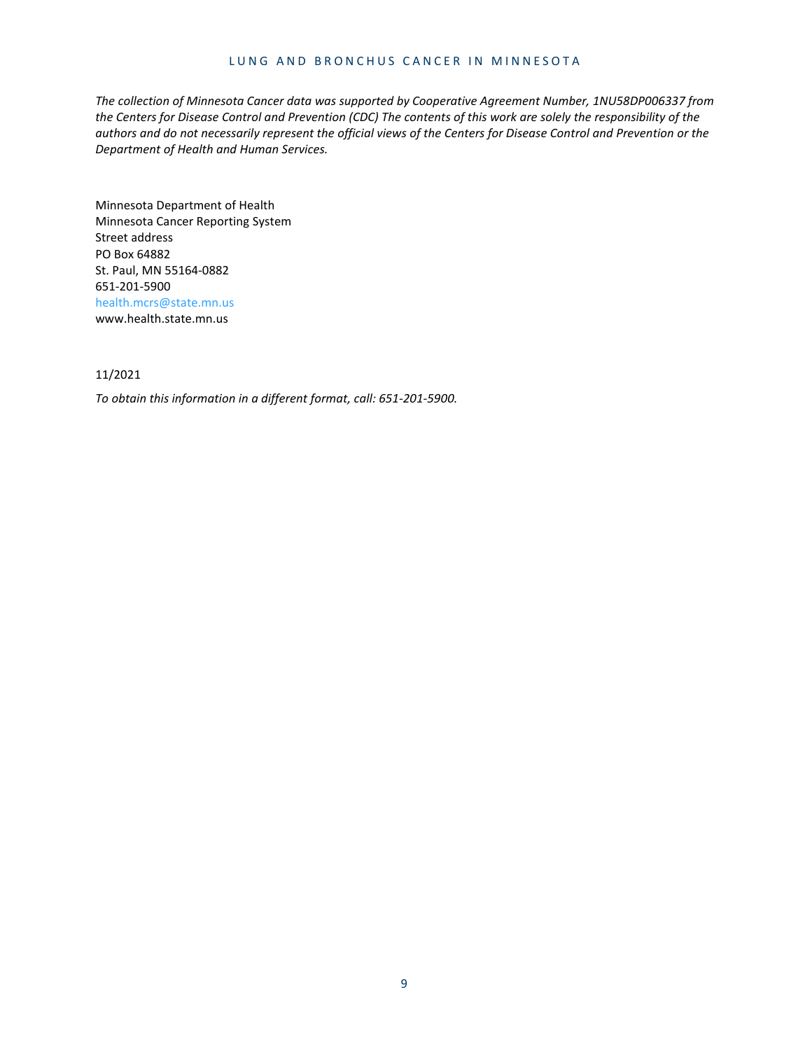*The collection of Minnesota Cancer data was supported by Cooperative Agreement Number, 1NU58DP006337 from the Centers for Disease Control and Prevention (CDC) The contents of this work are solely the responsibility of the authors and do not necessarily represent the official views of the Centers for Disease Control and Prevention or the Department of Health and Human Services.*

Minnesota Department of Health  
Minnesota Cancer Reporting System  
Street address  
PO Box 64882  
St. Paul, MN 55164-0882  
651-201-5900  
health.mcrs@state.mn.us  
www.health.state.mn.us

11/2021

*To obtain this information in a different format, call: 651-201-5900.*